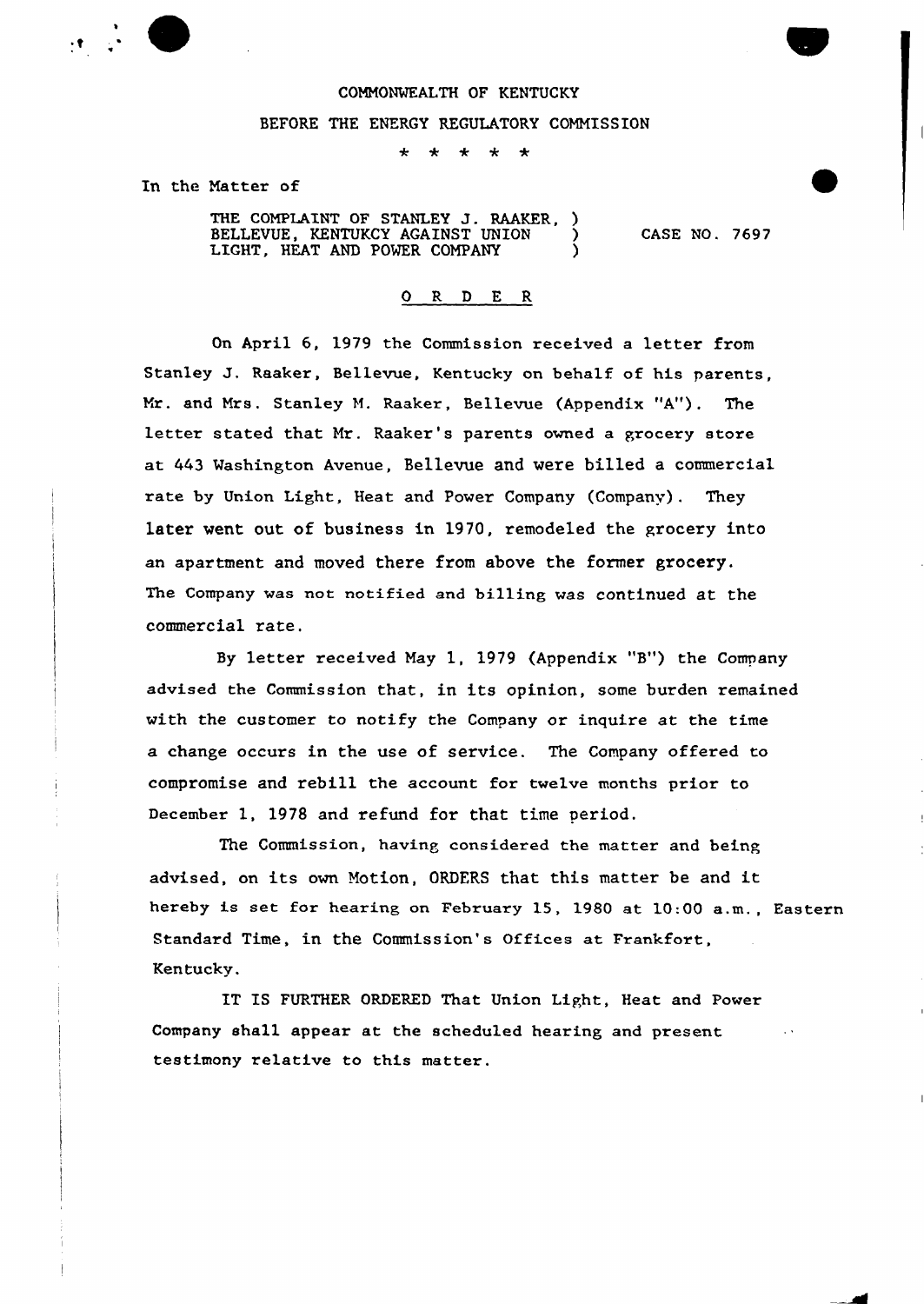COMMONWEALTH OF KENTUCKY

BEFORE THE ENERGY REGULATORY COMMISSION

\* \* \* \* \*

In the Matter of

THE COMPLAINT OF STANLEY J. RAAKER, BELLEVUE, KENTUKCY AGAINST UNION LIGHT, HEAT AND POWER COMPANY ) CASE NO. 7697

## O R D E R

On April 6, 1979 the Commission received a letter from Stanley J. Raaker, Bellevue, Kentucky on behalf of his parents, Mr. and Mrs. Stanley M. Raaker, Bellevue (Appendix "A"). The letter stated that Mr. Raaker's parents owned a grocery store at 443 Washington Avenue, Bellevue and were billed a commercial rate by Union Light, Heat and Power Company (Company). They later went out of business in 1970, remodeled the grocery into an apartment and moved there from above the former grocery. The Company was not notified and billing was continued at the commercial rate.

By letter received May 1, 1979 (Appendix "B") the Company advised the Commission that, in its opinion, some burden remained with the customer to notify the Company or inquire at the time a change occurs in the use of service. The Company offered to compromise and rebill the account for twelve months prior to December 1, 1978 and refund for that time period.

The Commission, having considered the matter and being advised, on its own Motion, ORDERS that this matter be and it hereby is set for hearing on February 15, 1980 at 10:00 a.m., Eastern Standard Time, in the Commission's Offices at Frankfort, Kentucky.

IT IS FURTHER ORDERED That Union Light, Heat and Power Company shall appear at the scheduled hearing and present testimony relative to this matter.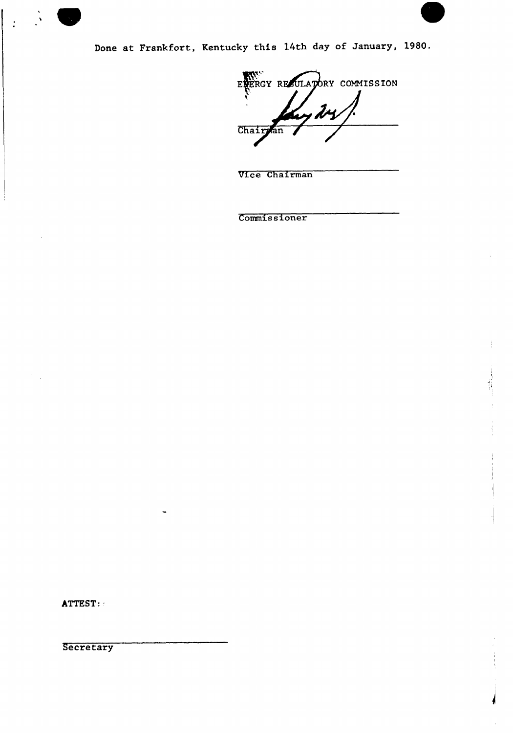Done at Frankfort, Kentucky this 14th day of January, 1980.

ENERGY REGULATORY COMMISSION

Chairman

Vice Chairman

Commissioner

ATTEST:

Secretary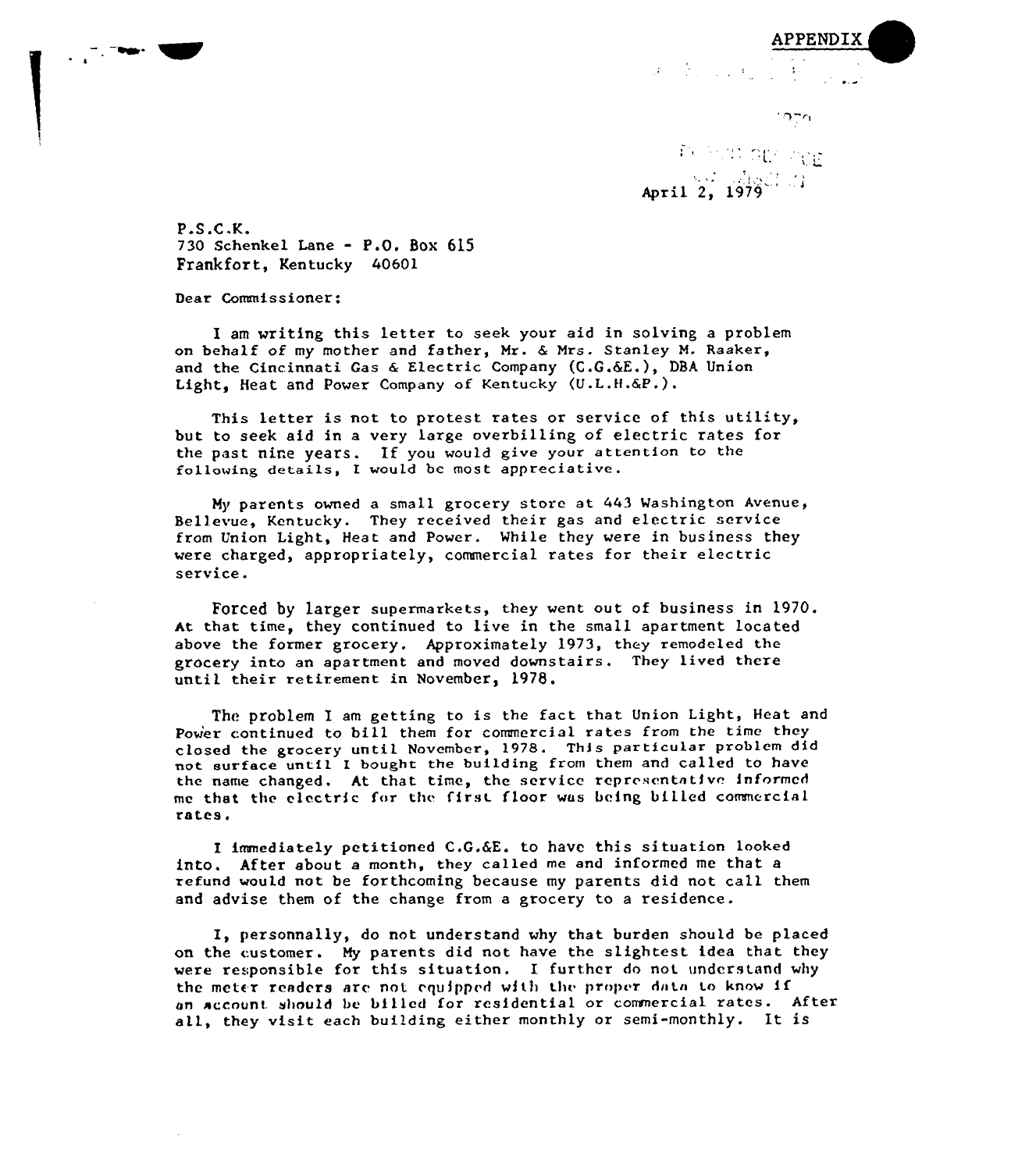APPENDIX

April 2, 1979

P.S.C.K.
730 Schenkel Lane - P.O. Box 615
Frankfort, Kentucky 40601

Dear Commissioner:

I am writing this letter to seek your aid in solving a problem on behalf of my mother and father, Mr. & Mrs. Stanley M. Raaker, and the Cincinnati Gas & Electric Company (C.G.&E.), DBA Union Light, Heat and Power Company of Kentucky (U.L.H.&P.).

This letter is not to protest rates or service of this utility, but to seek aid in a very large overbilling of electric rates for the past nine years. If you would give your attention to the following details, I would be most appreciative.

My parents owned a small grocery store at 443 Washington Avenue, Bellevue, Kentucky. They received their gas and electric service from Union Light, Heat and Power. While they were in business they were charged, appropriately, commercial rates for their electric service.

Forced by larger supermarkets, they went out of business in 1970. At that time, they continued to live in the small apartment located above the former grocery. Approximately 1973, they remodeled the grocery into an apartment and moved downstairs. They lived there until their retirement in November, 1978.

The problem I am getting to is the fact that Union Light, Heat and Power continued to bill them for commercial rates from the time they closed the grocery until November, 1978. This particular problem did not surface until I bought the building from them and called to have the name changed. At that time, the service representative informed me that the electric for the first floor was being billed commercial rates.

I immediately petitioned C.G.&E. to have this situation looked into. After about a month, they called me and informed me that a refund would not be forthcoming because my parents did not call them and advise them of the change from a grocery to a residence.

I, personnally, do not understand why that burden should be placed on the customer. My parents did not have the slightest idea that they were responsible for this situation. I further do not understand why the meter readers are not equipped with the proper data to know if an account should be billed for residential or commercial rates. After all, they visit each building either monthly or semi-monthly. It is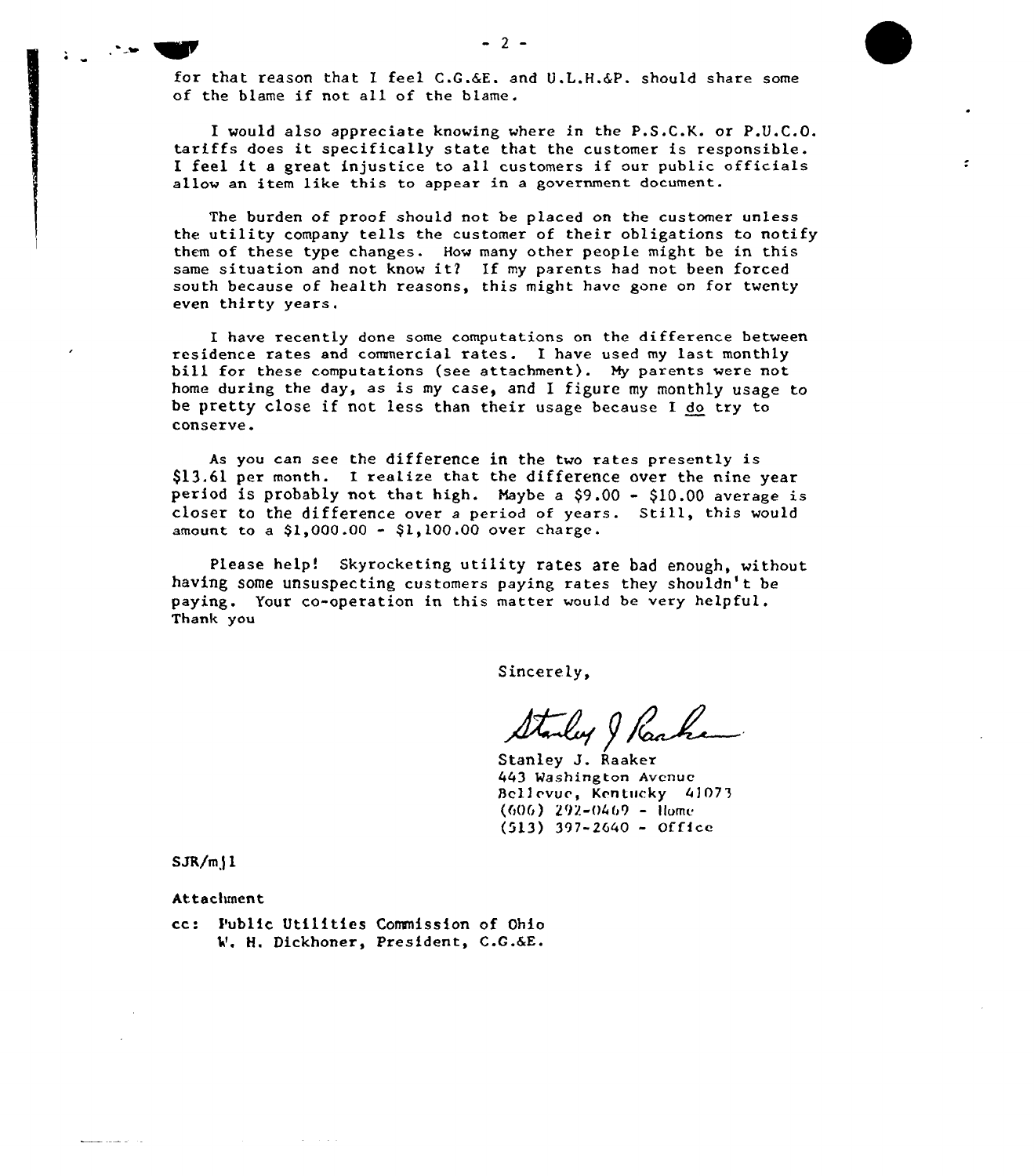for that reason that I feel C.G.&E. and U.L.H.&P. should share some of the blame if not all of the blame.

I would also appreciate knowing where in the P.S.C.K. or P.U.C.O. tariffs does it specifically state that the customer is responsible. I feel it a great injustice to all customers if our public officials allow an item like this to appear in a government document.

The burden of proof should not be placed on the customer unless the utility company tells the customer of their obligations to notify them of these type changes. How many other people might be in this same situation and not know it? If my parents had not been forced south because of health reasons, this might have gone on for twenty even thirty years.

I have recently done some computations on the difference between residence rates and commercial rates. I have used my last monthly bill for these computations (see attachment). My parents were not home during the day, as is my case, and I figure my monthly usage to be pretty close if not less than their usage because I do try to conserve.

As you can see the difference in the two rates presently is $13.61 per month. I realize that the difference over the nine year period is probably not that high. Maybe a $9.00 - $10.00 average is closer to the difference over a period of years. Still, this would amount to a $1,000.00 - $1,100.00 over charge.

Please help! Skyrocketing utility rates are bad enough, without having some unsuspecting customers paying rates they shouldn't be paying. Your co-operation in this matter would be very helpful. Thank you

Sincerely,

Stanley J. Raaker
443 Washington Avenue
Bellevue, Kentucky 41073
(606) 292-0469 - Home
(513) 397-2640 - Office

SJR/mjl

Attachment

cc: Public Utilities Commission of Ohio
W. H. Dickhoner, President, C.G.&E.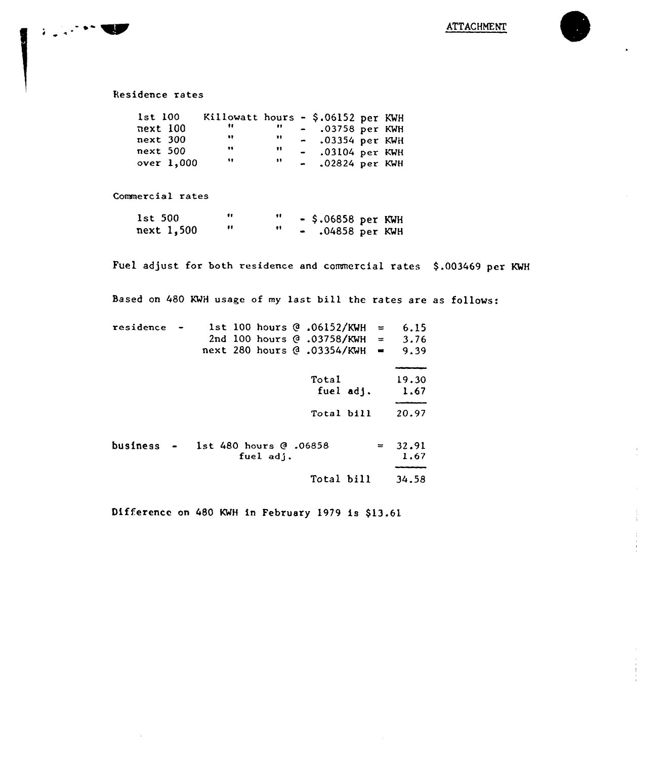ATTACHMENT

Residence rates

| | | |
|---|---|---|
| 1st 100 | Killowatt hours | - $.06152 per KWH |
| next 100 | " " | - .03758 per KWH |
| next 300 | " " | - .03354 per KWH |
| next 500 | " " | - .03104 per KWH |
| over 1,000 | " " | - .02824 per KWH |

Commercial rates

| | | |
|---|---|---|
| 1st 500 | " " | - $.06858 per KWH |
| next 1,500 | " " | - .04858 per KWH |

Fuel adjust for both residence and commercial rates $.003469 per KWH

Based on 480 KWH usage of my last bill the rates are as follows:

| | | |
|---|---|---|
| residence - | 1st 100 hours @ .06152/KWH = | 6.15 |
| | 2nd 100 hours @ .03758/KWH = | 3.76 |
| | next 280 hours @ .03354/KWH = | 9.39 |
| | Total | 19.30 |
| | fuel adj. | 1.67 |
| | Total bill | 20.97 |

| | | |
|---|---|---|
| business - | 1st 480 hours @ .06858 = | 32.91 |
| | fuel adj. | 1.67 |
| | Total bill | 34.58 |

Difference on 480 KWH in February 1979 is $13.61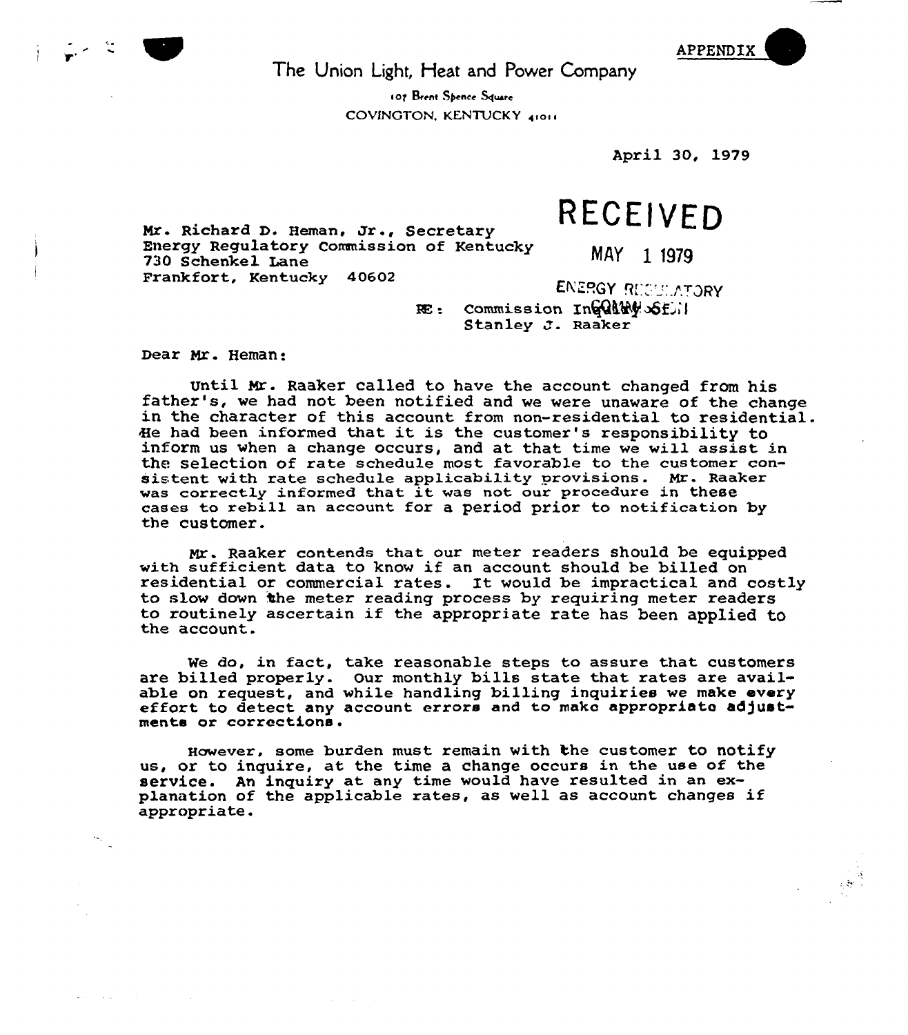APPENDIX

The Union Light, Heat and Power Company

107 Brent Spence Square
COVINGTON, KENTUCKY 41011

April 30, 1979

**RECEIVED**

MAY 1 1979

ENERGY REGULATORY COMMISSION

Mr. Richard D. Heman, Jr., Secretary
Energy Regulatory Commission of Kentucky
730 Schenkel Lane
Frankfort, Kentucky 40602

RE: Commission Inquiry of
Stanley J. Raaker

Dear Mr. Heman:

Until Mr. Raaker called to have the account changed from his father's, we had not been notified and we were unaware of the change in the character of this account from non-residential to residential. He had been informed that it is the customer's responsibility to inform us when a change occurs, and at that time we will assist in the selection of rate schedule most favorable to the customer consistent with rate schedule applicability provisions. Mr. Raaker was correctly informed that it was not our procedure in these cases to rebill an account for a period prior to notification by the customer.

Mr. Raaker contends that our meter readers should be equipped with sufficient data to know if an account should be billed on residential or commercial rates. It would be impractical and costly to slow down the meter reading process by requiring meter readers to routinely ascertain if the appropriate rate has been applied to the account.

We do, in fact, take reasonable steps to assure that customers are billed properly. Our monthly bills state that rates are available on request, and while handling billing inquiries we make every effort to detect any account errors and to make appropriate adjustments or corrections.

However, some burden must remain with the customer to notify us, or to inquire, at the time a change occurs in the use of the service. An inquiry at any time would have resulted in an explanation of the applicable rates, as well as account changes if appropriate.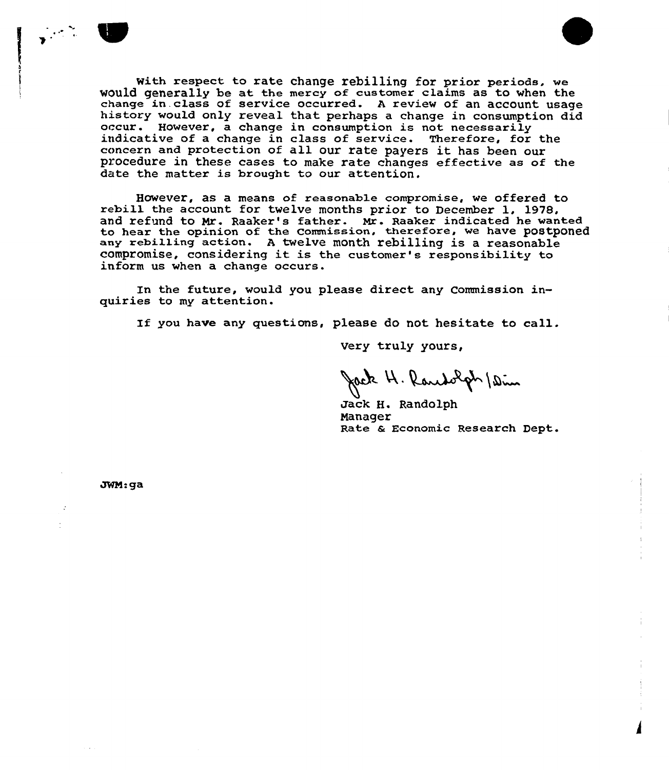With respect to rate change rebilling for prior periods, we would generally be at the mercy of customer claims as to when the change in class of service occurred. A review of an account usage history would only reveal that perhaps a change in consumption did occur. However, a change in consumption is not necessarily indicative of a change in class of service. Therefore, for the concern and protection of all our rate payers it has been our procedure in these cases to make rate changes effective as of the date the matter is brought to our attention.

However, as a means of reasonable compromise, we offered to rebill the account for twelve months prior to December 1, 1978, and refund to Mr. Raaker's father. Mr. Raaker indicated he wanted to hear the opinion of the Commission, therefore, we have postponed any rebilling action. A twelve month rebilling is a reasonable compromise, considering it is the customer's responsibility to inform us when a change occurs.

In the future, would you please direct any Commission inquiries to my attention.

If you have any questions, please do not hesitate to call.

Very truly yours,

Jack H. Randolph / Dim

Jack H. Randolph
Manager
Rate & Economic Research Dept.

JWM:ga